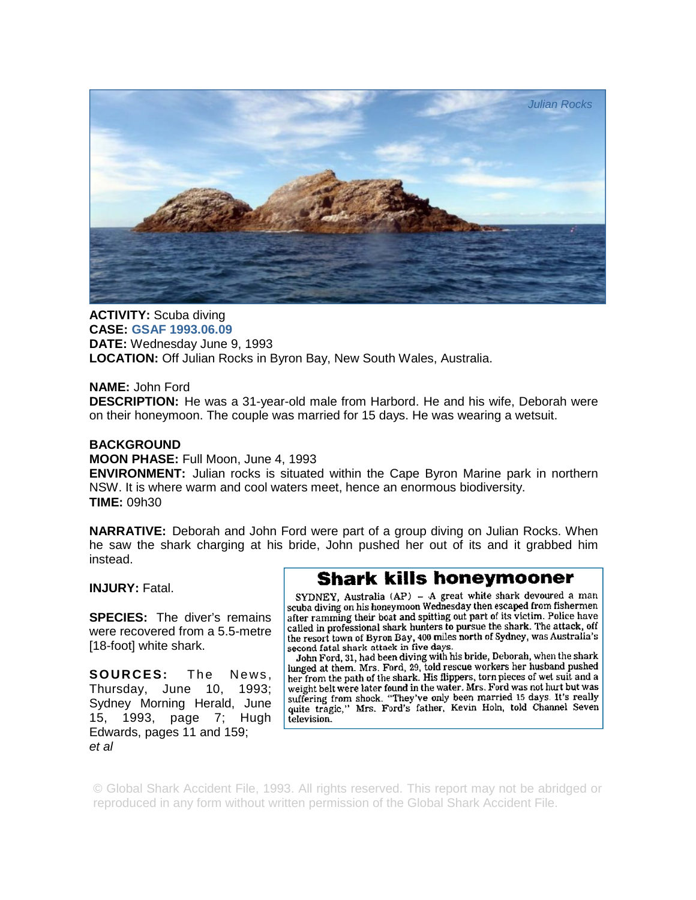Julian Rocks

**ACTIVITY:** Scuba diving
**CASE:** **GSAF 1993.06.09**
**DATE:** Wednesday June 9, 1993
**LOCATION:** Off Julian Rocks in Byron Bay, New South Wales, Australia.

**NAME:** John Ford
**DESCRIPTION:** He was a 31-year-old male from Harbord. He and his wife, Deborah were on their honeymoon. The couple was married for 15 days. He was wearing a wetsuit.

**BACKGROUND**
**MOON PHASE:** Full Moon, June 4, 1993
**ENVIRONMENT:** Julian rocks is situated within the Cape Byron Marine park in northern NSW. It is where warm and cool waters meet, hence an enormous biodiversity.
**TIME:** 09h30

**NARRATIVE:** Deborah and John Ford were part of a group diving on Julian Rocks. When he saw the shark charging at his bride, John pushed her out of its and it grabbed him instead.

**INJURY:** Fatal.

**SPECIES:** The diver's remains were recovered from a 5.5-metre [18-foot] white shark.

**SOURCES:** The News, Thursday, June 10, 1993; Sydney Morning Herald, June 15, 1993, page 7; Hugh Edwards, pages 11 and 159; *et al*

## Shark kills honeymooner

SYDNEY, Australia (AP) – A great white shark devoured a man scuba diving on his honeymoon Wednesday then escaped from fishermen after ramming their boat and spitting out part of its victim. Police have called in professional shark hunters to pursue the shark. The attack, off the resort town of Byron Bay, 400 miles north of Sydney, was Australia's second fatal shark attack in five days.

John Ford, 31, had been diving with his bride, Deborah, when the shark lunged at them. Mrs. Ford, 29, told rescue workers her husband pushed her from the path of the shark. His flippers, torn pieces of wet suit and a weight belt were later found in the water. Mrs. Ford was not hurt but was suffering from shock. "They've only been married 15 days. It's really quite tragic," Mrs. Ford's father, Kevin Holn, told Channel Seven television.

© Global Shark Accident File, 1993. All rights reserved. This report may not be abridged or reproduced in any form without written permission of the Global Shark Accident File.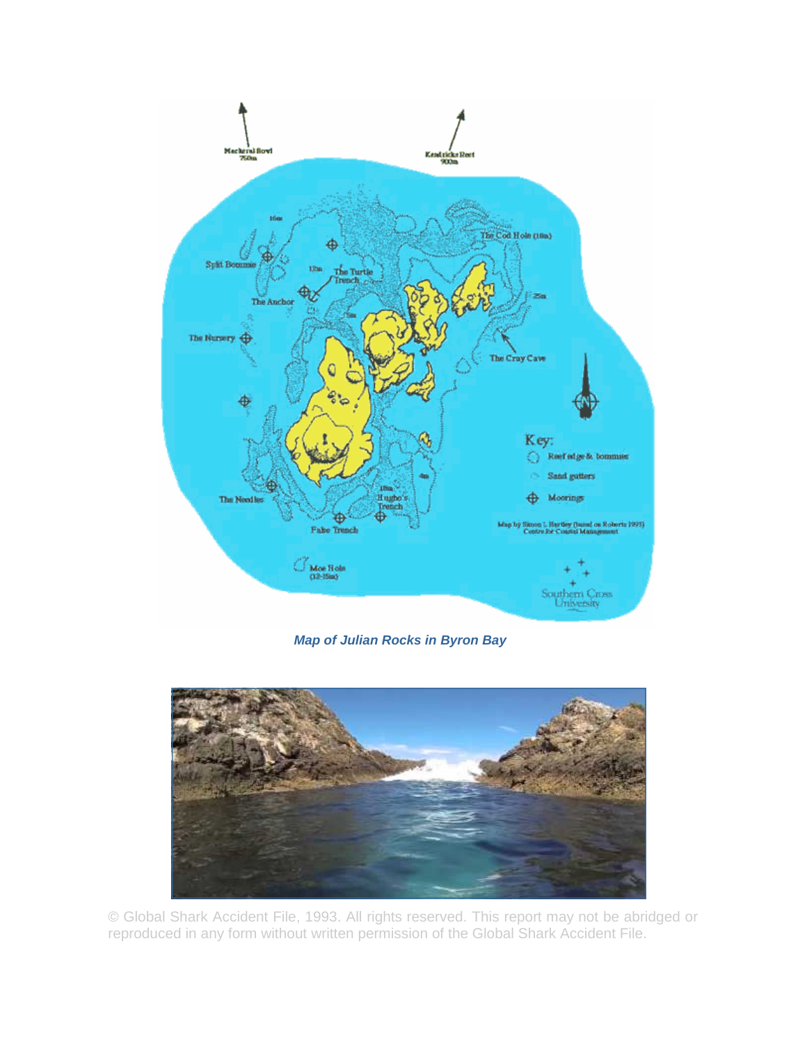*Map of Julian Rocks in Byron Bay*

© Global Shark Accident File, 1993. All rights reserved. This report may not be abridged or reproduced in any form without written permission of the Global Shark Accident File.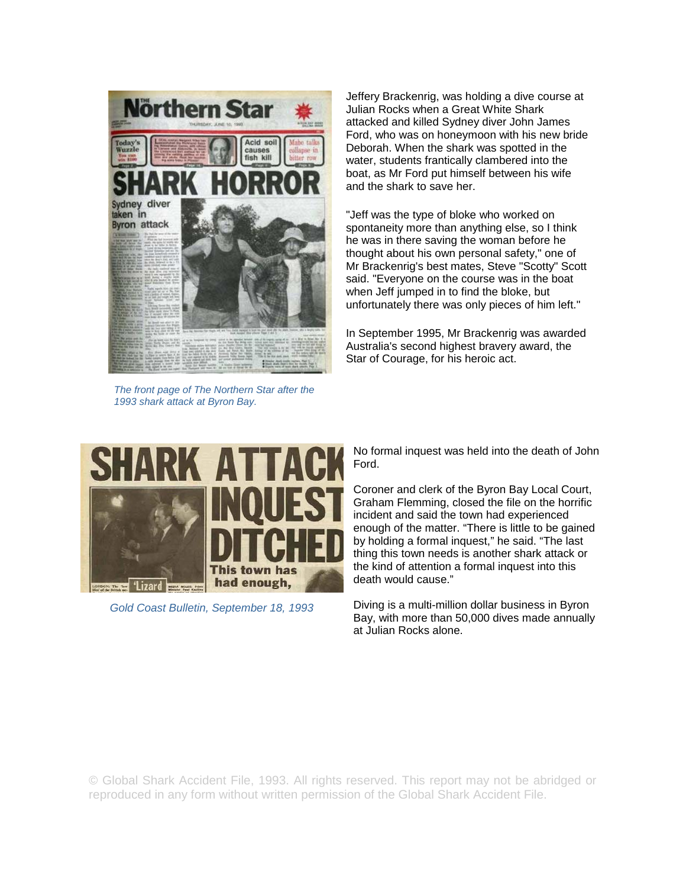The front page of The Northern Star after the 1993 shark attack at Byron Bay.

Jeffery Brackenrig, was holding a dive course at Julian Rocks when a Great White Shark attacked and killed Sydney diver John James Ford, who was on honeymoon with his new bride Deborah. When the shark was spotted in the water, students frantically clambered into the boat, as Mr Ford put himself between his wife and the shark to save her.

"Jeff was the type of bloke who worked on spontaneity more than anything else, so I think he was in there saving the woman before he thought about his own personal safety," one of Mr Brackenrig's best mates, Steve "Scotty" Scott said. "Everyone on the course was in the boat when Jeff jumped in to find the bloke, but unfortunately there was only pieces of him left."

In September 1995, Mr Brackenrig was awarded Australia's second highest bravery award, the Star of Courage, for his heroic act.

Gold Coast Bulletin, September 18, 1993

No formal inquest was held into the death of John Ford.

Coroner and clerk of the Byron Bay Local Court, Graham Flemming, closed the file on the horrific incident and said the town had experienced enough of the matter. "There is little to be gained by holding a formal inquest," he said. "The last thing this town needs is another shark attack or the kind of attention a formal inquest into this death would cause."

Diving is a multi-million dollar business in Byron Bay, with more than 50,000 dives made annually at Julian Rocks alone.

© Global Shark Accident File, 1993. All rights reserved. This report may not be abridged or reproduced in any form without written permission of the Global Shark Accident File.